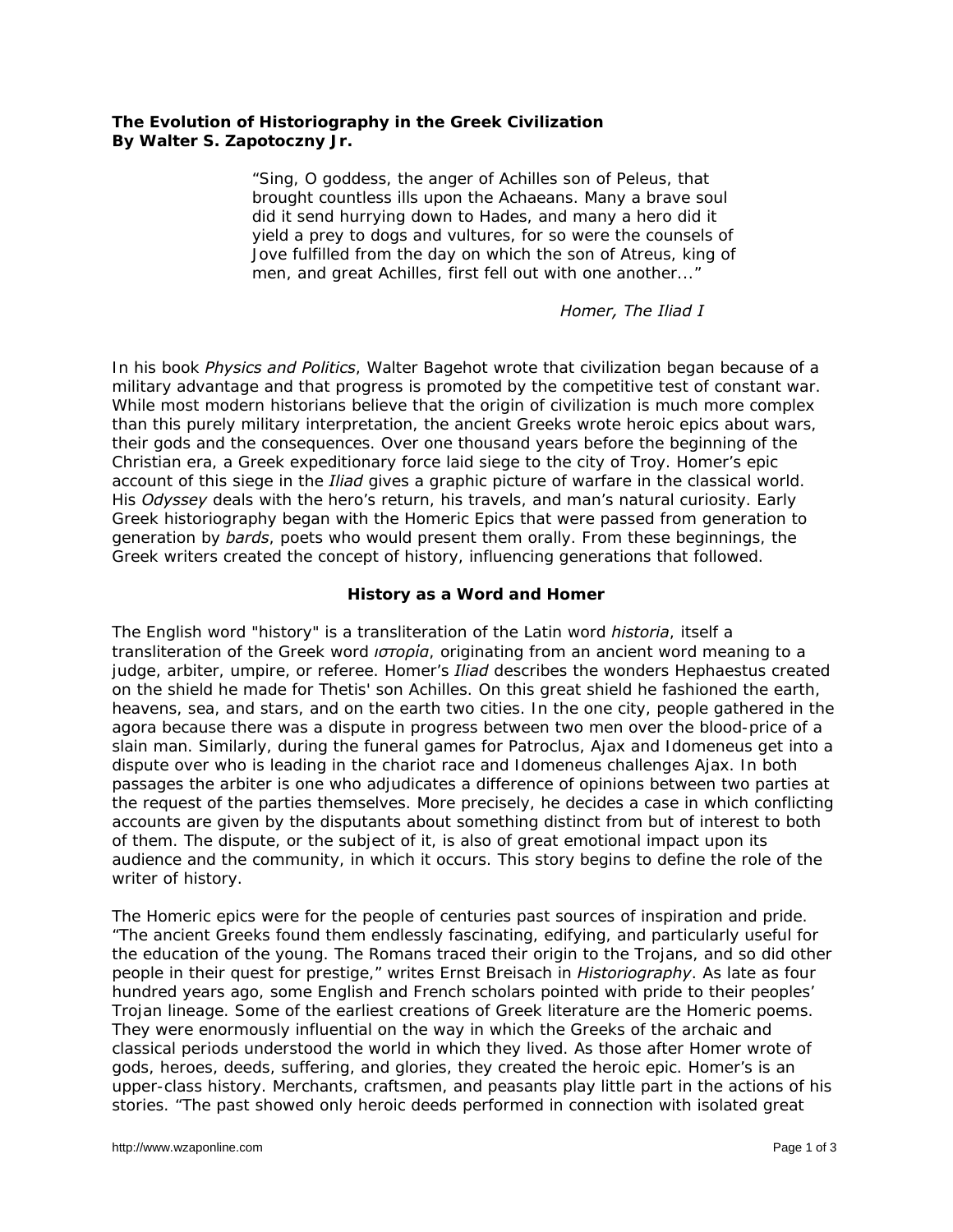**The Evolution of Historiography in the Greek Civilization**
**By Walter S. Zapotoczny Jr.**

> "Sing, O goddess, the anger of Achilles son of Peleus, that brought countless ills upon the Achaeans. Many a brave soul did it send hurrying down to Hades, and many a hero did it yield a prey to dogs and vultures, for so were the counsels of Jove fulfilled from the day on which the son of Atreus, king of men, and great Achilles, first fell out with one another..."
>
> *Homer, The Iliad I*

In his book *Physics and Politics*, Walter Bagehot wrote that civilization began because of a military advantage and that progress is promoted by the competitive test of constant war. While most modern historians believe that the origin of civilization is much more complex than this purely military interpretation, the ancient Greeks wrote heroic epics about wars, their gods and the consequences. Over one thousand years before the beginning of the Christian era, a Greek expeditionary force laid siege to the city of Troy. Homer's epic account of this siege in the *Iliad* gives a graphic picture of warfare in the classical world. His *Odyssey* deals with the hero's return, his travels, and man's natural curiosity. Early Greek historiography began with the Homeric Epics that were passed from generation to generation by *bards*, poets who would present them orally. From these beginnings, the Greek writers created the concept of history, influencing generations that followed.

## History as a Word and Homer

The English word "history" is a transliteration of the Latin word *historia*, itself a transliteration of the Greek word *ιστορία*, originating from an ancient word meaning to a judge, arbiter, umpire, or referee. Homer's *Iliad* describes the wonders Hephaestus created on the shield he made for Thetis' son Achilles. On this great shield he fashioned the earth, heavens, sea, and stars, and on the earth two cities. In the one city, people gathered in the agora because there was a dispute in progress between two men over the blood-price of a slain man. Similarly, during the funeral games for Patroclus, Ajax and Idomeneus get into a dispute over who is leading in the chariot race and Idomeneus challenges Ajax. In both passages the arbiter is one who adjudicates a difference of opinions between two parties at the request of the parties themselves. More precisely, he decides a case in which conflicting accounts are given by the disputants about something distinct from but of interest to both of them. The dispute, or the subject of it, is also of great emotional impact upon its audience and the community, in which it occurs. This story begins to define the role of the writer of history.

The Homeric epics were for the people of centuries past sources of inspiration and pride. "The ancient Greeks found them endlessly fascinating, edifying, and particularly useful for the education of the young. The Romans traced their origin to the Trojans, and so did other people in their quest for prestige," writes Ernst Breisach in *Historiography*. As late as four hundred years ago, some English and French scholars pointed with pride to their peoples' Trojan lineage. Some of the earliest creations of Greek literature are the Homeric poems. They were enormously influential on the way in which the Greeks of the archaic and classical periods understood the world in which they lived. As those after Homer wrote of gods, heroes, deeds, suffering, and glories, they created the heroic epic. Homer's is an upper-class history. Merchants, craftsmen, and peasants play little part in the actions of his stories. "The past showed only heroic deeds performed in connection with isolated great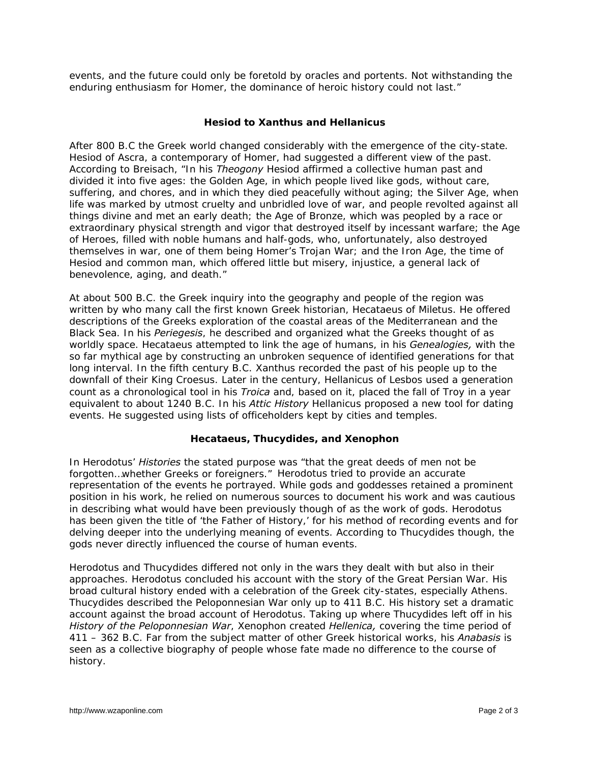events, and the future could only be foretold by oracles and portents. Not withstanding the enduring enthusiasm for Homer, the dominance of heroic history could not last."

## Hesiod to Xanthus and Hellanicus

After 800 B.C the Greek world changed considerably with the emergence of the city-state. Hesiod of Ascra, a contemporary of Homer, had suggested a different view of the past. According to Breisach, "In his *Theogony* Hesiod affirmed a collective human past and divided it into five ages: the Golden Age, in which people lived like gods, without care, suffering, and chores, and in which they died peacefully without aging; the Silver Age, when life was marked by utmost cruelty and unbridled love of war, and people revolted against all things divine and met an early death; the Age of Bronze, which was peopled by a race or extraordinary physical strength and vigor that destroyed itself by incessant warfare; the Age of Heroes, filled with noble humans and half-gods, who, unfortunately, also destroyed themselves in war, one of them being Homer's Trojan War; and the Iron Age, the time of Hesiod and common man, which offered little but misery, injustice, a general lack of benevolence, aging, and death."

At about 500 B.C. the Greek inquiry into the geography and people of the region was written by who many call the first known Greek historian, Hecataeus of Miletus. He offered descriptions of the Greeks exploration of the coastal areas of the Mediterranean and the Black Sea. In his *Periegesis*, he described and organized what the Greeks thought of as worldly space. Hecataeus attempted to link the age of humans, in his *Genealogies,* with the so far mythical age by constructing an unbroken sequence of identified generations for that long interval. In the fifth century B.C. Xanthus recorded the past of his people up to the downfall of their King Croesus. Later in the century, Hellanicus of Lesbos used a generation count as a chronological tool in his *Troica* and, based on it, placed the fall of Troy in a year equivalent to about 1240 B.C. In his *Attic History* Hellanicus proposed a new tool for dating events. He suggested using lists of officeholders kept by cities and temples.

## Hecataeus, Thucydides, and Xenophon

In Herodotus' *Histories* the stated purpose was "that the great deeds of men not be forgotten…whether Greeks or foreigners." Herodotus tried to provide an accurate representation of the events he portrayed. While gods and goddesses retained a prominent position in his work, he relied on numerous sources to document his work and was cautious in describing what would have been previously though of as the work of gods. Herodotus has been given the title of 'the Father of History,' for his method of recording events and for delving deeper into the underlying meaning of events. According to Thucydides though, the gods never directly influenced the course of human events.

Herodotus and Thucydides differed not only in the wars they dealt with but also in their approaches. Herodotus concluded his account with the story of the Great Persian War. His broad cultural history ended with a celebration of the Greek city-states, especially Athens. Thucydides described the Peloponnesian War only up to 411 B.C. His history set a dramatic account against the broad account of Herodotus. Taking up where Thucydides left off in his *History of the Peloponnesian War*, Xenophon created *Hellenica,* covering the time period of 411 – 362 B.C. Far from the subject matter of other Greek historical works, his *Anabasis* is seen as a collective biography of people whose fate made no difference to the course of history.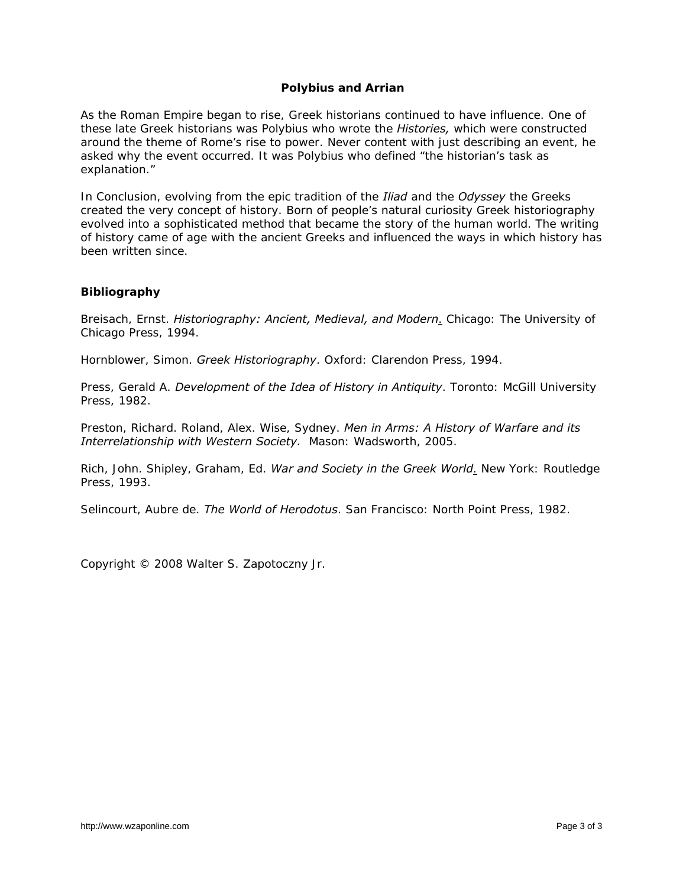### Polybius and Arrian

As the Roman Empire began to rise, Greek historians continued to have influence. One of these late Greek historians was Polybius who wrote the *Histories,* which were constructed around the theme of Rome's rise to power. Never content with just describing an event, he asked why the event occurred. It was Polybius who defined "the historian's task as explanation."

In Conclusion, evolving from the epic tradition of the *Iliad* and the *Odyssey* the Greeks created the very concept of history. Born of people's natural curiosity Greek historiography evolved into a sophisticated method that became the story of the human world. The writing of history came of age with the ancient Greeks and influenced the ways in which history has been written since.

### Bibliography

Breisach, Ernst. *Historiography: Ancient, Medieval, and Modern*. Chicago: The University of Chicago Press, 1994.

Hornblower, Simon. *Greek Historiography*. Oxford: Clarendon Press, 1994.

Press, Gerald A. *Development of the Idea of History in Antiquity*. Toronto: McGill University Press, 1982.

Preston, Richard. Roland, Alex. Wise, Sydney. *Men in Arms: A History of Warfare and its Interrelationship with Western Society.* Mason: Wadsworth, 2005.

Rich, John. Shipley, Graham, Ed. *War and Society in the Greek World*. New York: Routledge Press, 1993.

Selincourt, Aubre de. *The World of Herodotus*. San Francisco: North Point Press, 1982.

Copyright © 2008 Walter S. Zapotoczny Jr.